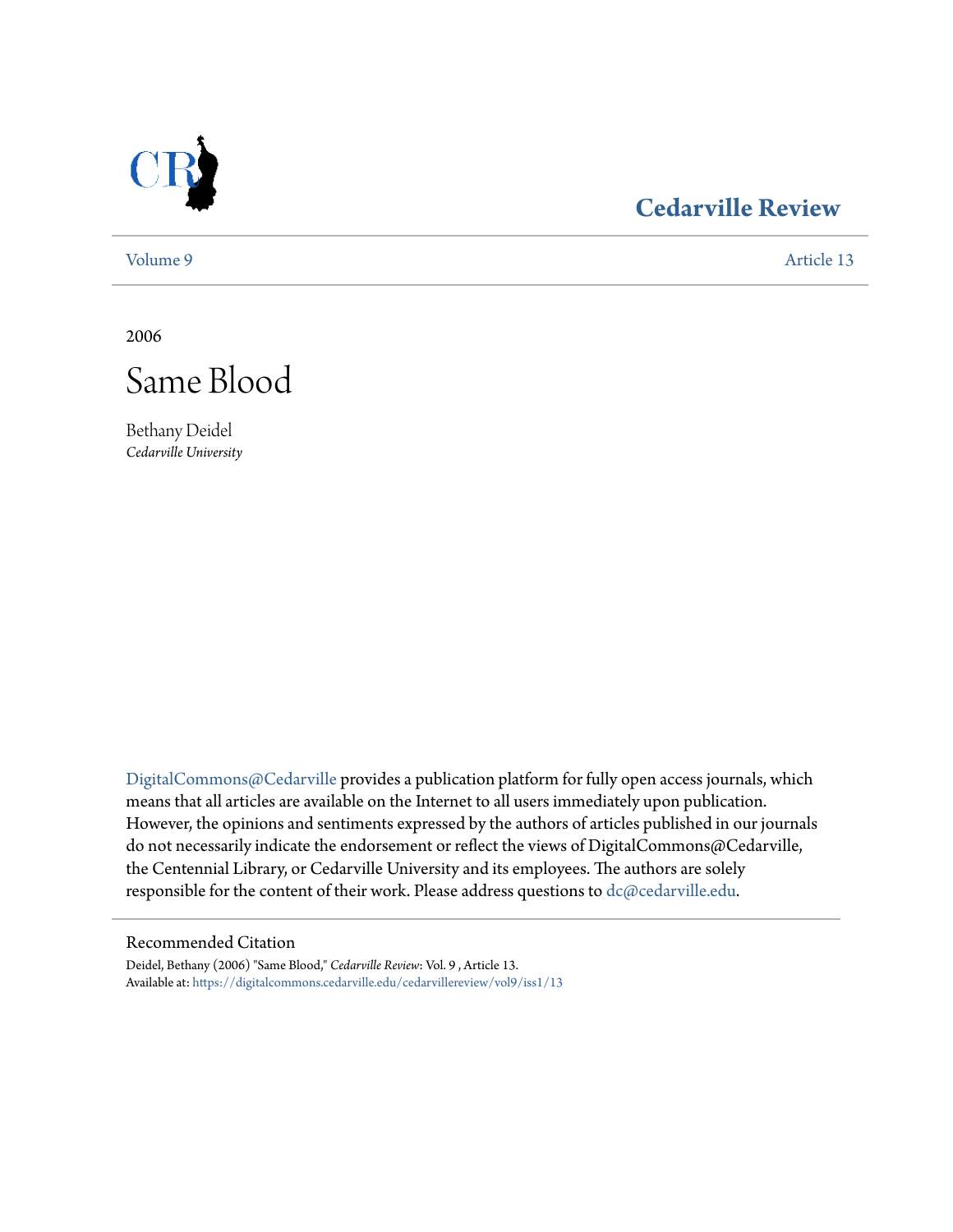# Cedarville Review

Volume 9 Article 13

2006

# Same Blood

Bethany Deidel
*Cedarville University*

DigitalCommons@Cedarville provides a publication platform for fully open access journals, which means that all articles are available on the Internet to all users immediately upon publication. However, the opinions and sentiments expressed by the authors of articles published in our journals do not necessarily indicate the endorsement or reflect the views of DigitalCommons@Cedarville, the Centennial Library, or Cedarville University and its employees. The authors are solely responsible for the content of their work. Please address questions to dc@cedarville.edu.

## Recommended Citation

Deidel, Bethany (2006) "Same Blood," *Cedarville Review*: Vol. 9 , Article 13.
Available at: https://digitalcommons.cedarville.edu/cedarvillereview/vol9/iss1/13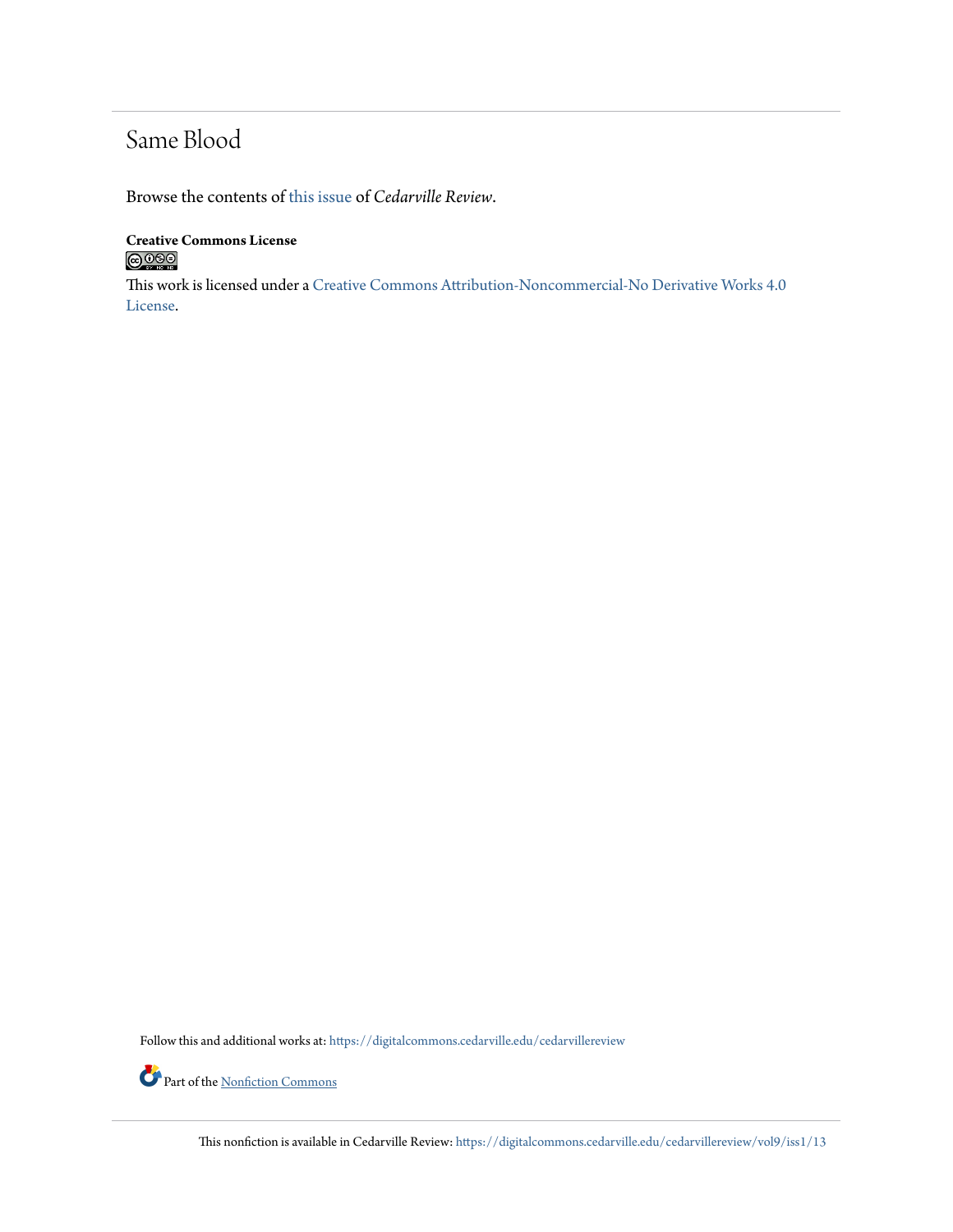# Same Blood

Browse the contents of this issue of *Cedarville Review*.

**Creative Commons License**

This work is licensed under a Creative Commons Attribution-Noncommercial-No Derivative Works 4.0 License.

Follow this and additional works at: https://digitalcommons.cedarville.edu/cedarvillereview

Part of the Nonfiction Commons

This nonfiction is available in Cedarville Review: https://digitalcommons.cedarville.edu/cedarvillereview/vol9/iss1/13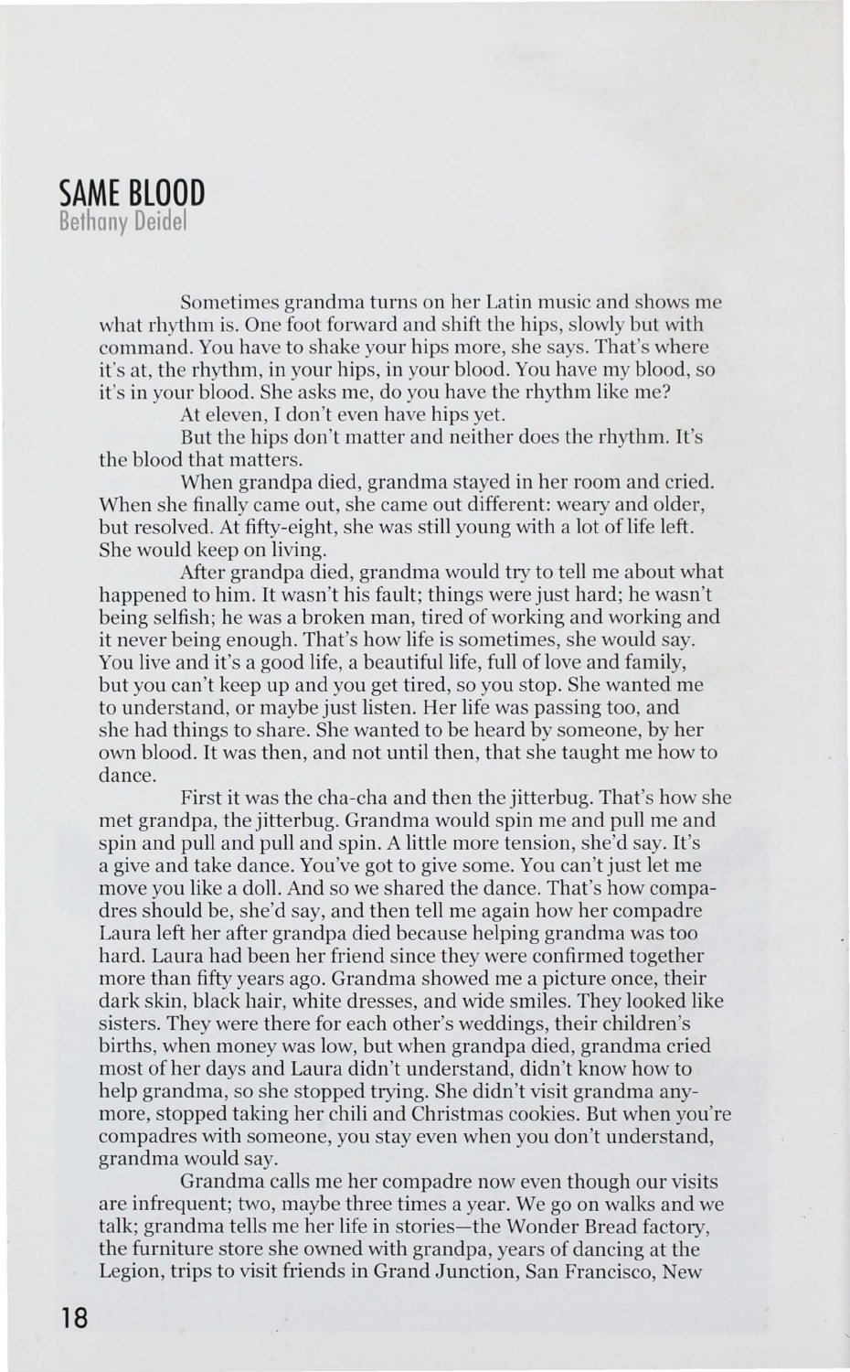## SAME BLOOD

Bethany Deidel

Sometimes grandma turns on her Latin music and shows me what rhythm is. One foot forward and shift the hips, slowly but with command. You have to shake your hips more, she says. That's where it's at, the rhythm, in your hips, in your blood. You have my blood, so it's in your blood. She asks me, do you have the rhythm like me?

At eleven, I don't even have hips yet.

But the hips don't matter and neither does the rhythm. It's the blood that matters.

When grandpa died, grandma stayed in her room and cried. When she finally came out, she came out different: weary and older, but resolved. At fifty-eight, she was still young with a lot of life left. She would keep on living.

After grandpa died, grandma would try to tell me about what happened to him. It wasn't his fault; things were just hard; he wasn't being selfish; he was a broken man, tired of working and working and it never being enough. That's how life is sometimes, she would say. You live and it's a good life, a beautiful life, full of love and family, but you can't keep up and you get tired, so you stop. She wanted me to understand, or maybe just listen. Her life was passing too, and she had things to share. She wanted to be heard by someone, by her own blood. It was then, and not until then, that she taught me how to dance.

First it was the cha-cha and then the jitterbug. That's how she met grandpa, the jitterbug. Grandma would spin me and pull me and spin and pull and pull and spin. A little more tension, she'd say. It's a give and take dance. You've got to give some. You can't just let me move you like a doll. And so we shared the dance. That's how compadres should be, she'd say, and then tell me again how her compadre Laura left her after grandpa died because helping grandma was too hard. Laura had been her friend since they were confirmed together more than fifty years ago. Grandma showed me a picture once, their dark skin, black hair, white dresses, and wide smiles. They looked like sisters. They were there for each other's weddings, their children's births, when money was low, but when grandpa died, grandma cried most of her days and Laura didn't understand, didn't know how to help grandma, so she stopped trying. She didn't visit grandma anymore, stopped taking her chili and Christmas cookies. But when you're compadres with someone, you stay even when you don't understand, grandma would say.

Grandma calls me her compadre now even though our visits are infrequent; two, maybe three times a year. We go on walks and we talk; grandma tells me her life in stories—the Wonder Bread factory, the furniture store she owned with grandpa, years of dancing at the Legion, trips to visit friends in Grand Junction, San Francisco, New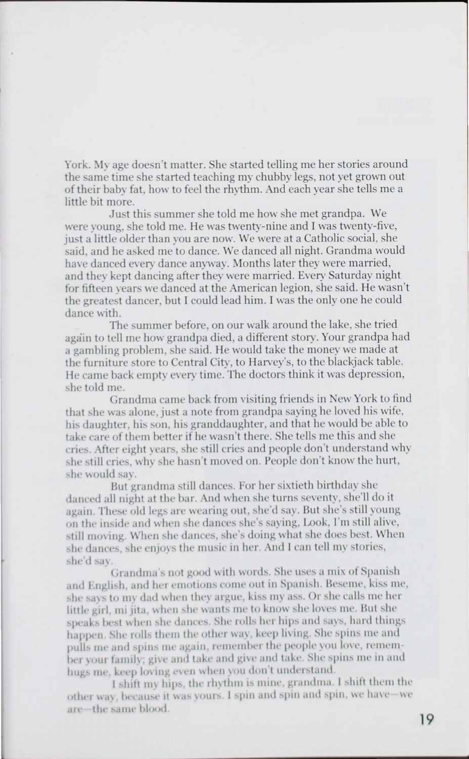York. My age doesn't matter. She started telling me her stories around the same time she started teaching my chubby legs, not yet grown out of their baby fat, how to feel the rhythm. And each year she tells me a little bit more.

Just this summer she told me how she met grandpa. We were young, she told me. He was twenty-nine and I was twenty-five, just a little older than you are now. We were at a Catholic social, she said, and he asked me to dance. We danced all night. Grandma would have danced every dance anyway. Months later they were married, and they kept dancing after they were married. Every Saturday night for fifteen years we danced at the American legion, she said. He wasn't the greatest dancer, but I could lead him. I was the only one he could dance with.

The summer before, on our walk around the lake, she tried again to tell me how grandpa died, a different story. Your grandpa had a gambling problem, she said. He would take the money we made at the furniture store to Central City, to Harvey's, to the blackjack table. He came back empty every time. The doctors think it was depression, she told me.

Grandma came back from visiting friends in New York to find that she was alone, just a note from grandpa saying he loved his wife, his daughter, his son, his granddaughter, and that he would be able to take care of them better if he wasn't there. She tells me this and she cries. After eight years, she still cries and people don't understand why she still cries, why she hasn't moved on. People don't know the hurt, she would say.

But grandma still dances. For her sixtieth birthday she danced all night at the bar. And when she turns seventy, she'll do it again. These old legs are wearing out, she'd say. But she's still young on the inside and when she dances she's saying, Look, I'm still alive, still moving. When she dances, she's doing what she does best. When she dances, she enjoys the music in her. And I can tell my stories, she'd say.

Grandma's not good with words. She uses a mix of Spanish and English, and her emotions come out in Spanish. Beseme, kiss me, she says to my dad when they argue, kiss my ass. Or she calls me her little girl, mi jita, when she wants me to know she loves me. But she speaks best when she dances. She rolls her hips and says, hard things happen. She rolls them the other way, keep living. She spins me and pulls me and spins me again, remember the people you love, remember your family; give and take and give and take. She spins me in and hugs me, keep loving even when you don't understand.

I shift my hips, the rhythm is mine, grandma. I shift them the other way, because it was yours. I spin and spin and spin, we have—we are—the same blood.